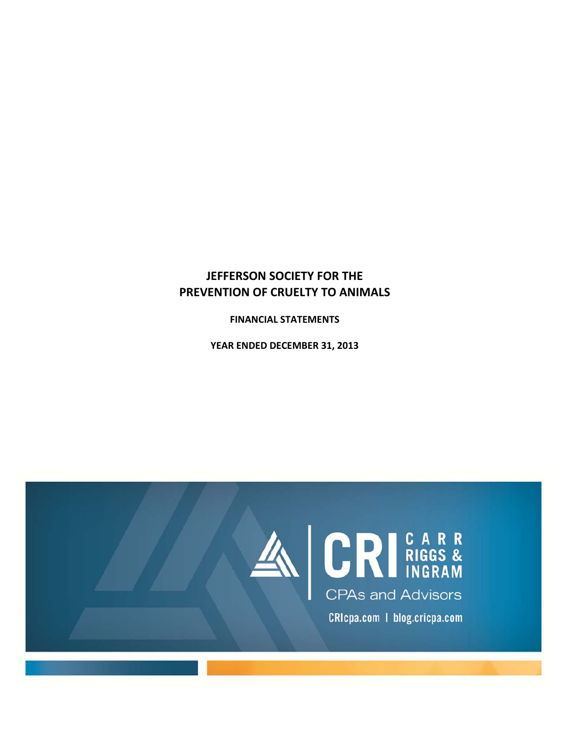# JEFFERSON SOCIETY FOR THE PREVENTION OF CRUELTY TO ANIMALS

**FINANCIAL STATEMENTS**

**YEAR ENDED DECEMBER 31, 2013**

CRI CARR RIGGS & INGRAM

CPAs and Advisors

CRIcpa.com | blog.cricpa.com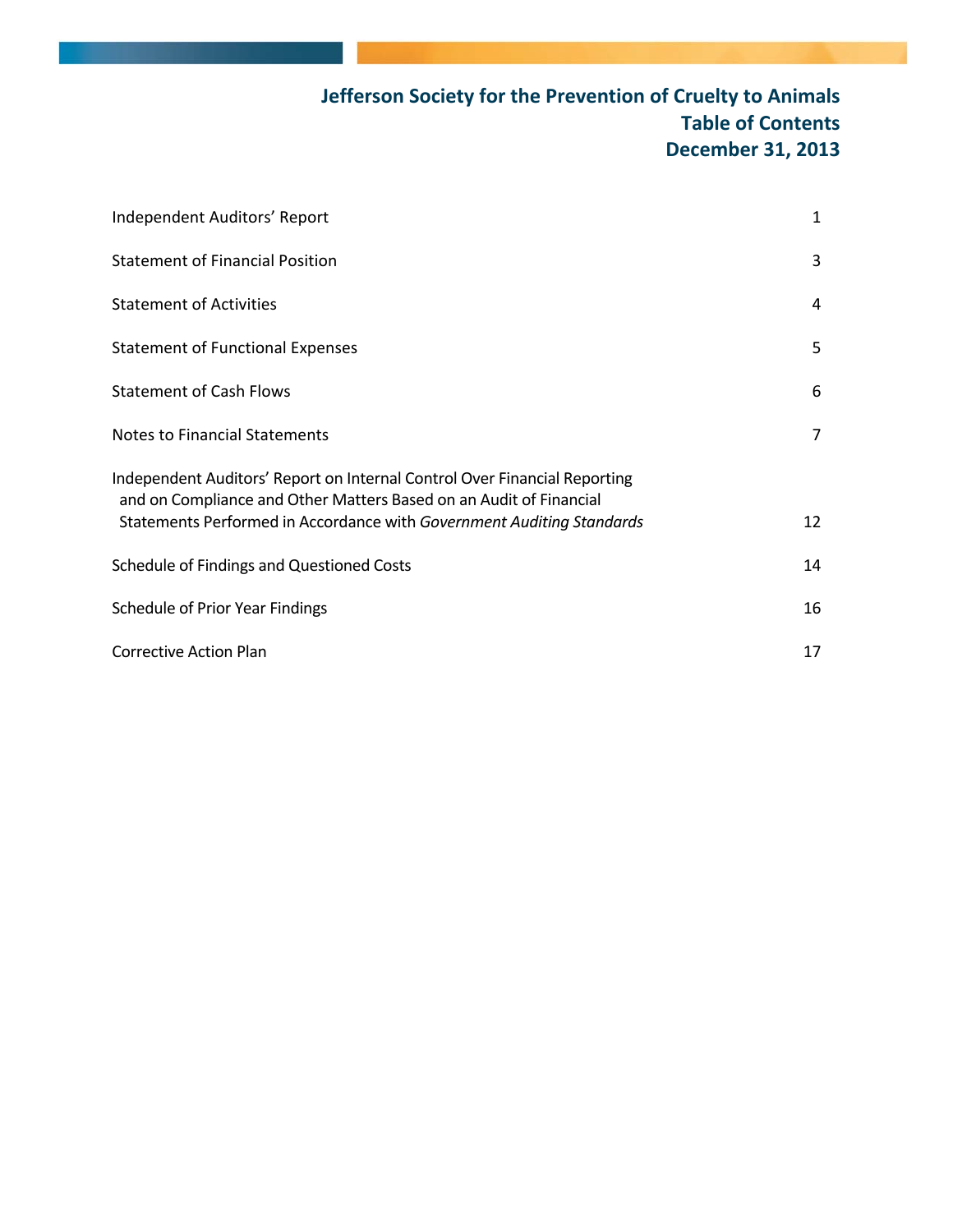# Jefferson Society for the Prevention of Cruelty to Animals
## Table of Contents
## December 31, 2013

| | |
|---|---|
| Independent Auditors' Report | 1 |
| Statement of Financial Position | 3 |
| Statement of Activities | 4 |
| Statement of Functional Expenses | 5 |
| Statement of Cash Flows | 6 |
| Notes to Financial Statements | 7 |
| Independent Auditors' Report on Internal Control Over Financial Reporting and on Compliance and Other Matters Based on an Audit of Financial Statements Performed in Accordance with *Government Auditing Standards* | 12 |
| Schedule of Findings and Questioned Costs | 14 |
| Schedule of Prior Year Findings | 16 |
| Corrective Action Plan | 17 |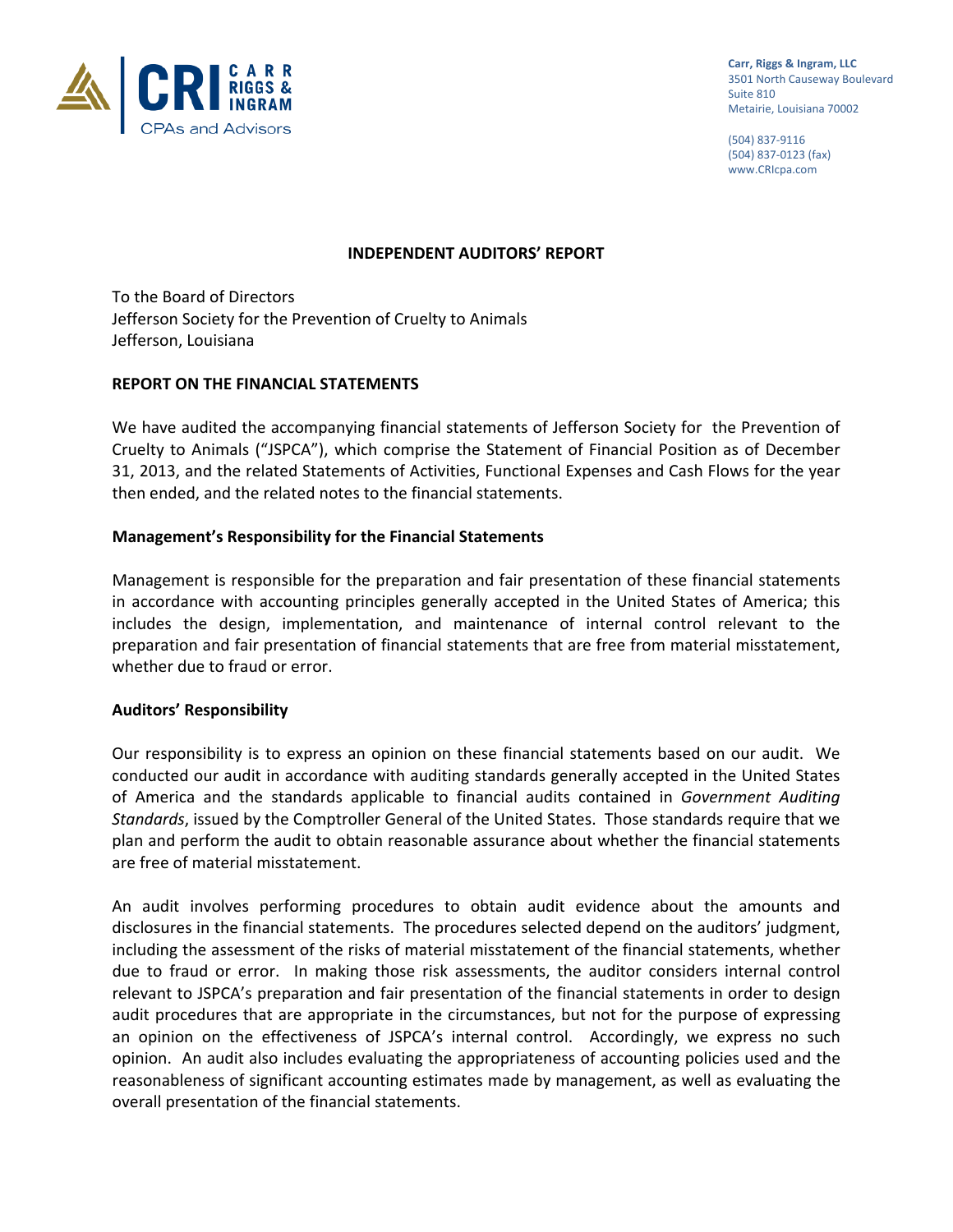Carr, Riggs & Ingram, LLC
3501 North Causeway Boulevard
Suite 810
Metairie, Louisiana 70002

(504) 837-9116
(504) 837-0123 (fax)
www.CRIcpa.com

## INDEPENDENT AUDITORS' REPORT

To the Board of Directors
Jefferson Society for the Prevention of Cruelty to Animals
Jefferson, Louisiana

### REPORT ON THE FINANCIAL STATEMENTS

We have audited the accompanying financial statements of Jefferson Society for the Prevention of Cruelty to Animals ("JSPCA"), which comprise the Statement of Financial Position as of December 31, 2013, and the related Statements of Activities, Functional Expenses and Cash Flows for the year then ended, and the related notes to the financial statements.

### Management's Responsibility for the Financial Statements

Management is responsible for the preparation and fair presentation of these financial statements in accordance with accounting principles generally accepted in the United States of America; this includes the design, implementation, and maintenance of internal control relevant to the preparation and fair presentation of financial statements that are free from material misstatement, whether due to fraud or error.

### Auditors' Responsibility

Our responsibility is to express an opinion on these financial statements based on our audit. We conducted our audit in accordance with auditing standards generally accepted in the United States of America and the standards applicable to financial audits contained in *Government Auditing Standards*, issued by the Comptroller General of the United States. Those standards require that we plan and perform the audit to obtain reasonable assurance about whether the financial statements are free of material misstatement.

An audit involves performing procedures to obtain audit evidence about the amounts and disclosures in the financial statements. The procedures selected depend on the auditors' judgment, including the assessment of the risks of material misstatement of the financial statements, whether due to fraud or error. In making those risk assessments, the auditor considers internal control relevant to JSPCA's preparation and fair presentation of the financial statements in order to design audit procedures that are appropriate in the circumstances, but not for the purpose of expressing an opinion on the effectiveness of JSPCA's internal control. Accordingly, we express no such opinion. An audit also includes evaluating the appropriateness of accounting policies used and the reasonableness of significant accounting estimates made by management, as well as evaluating the overall presentation of the financial statements.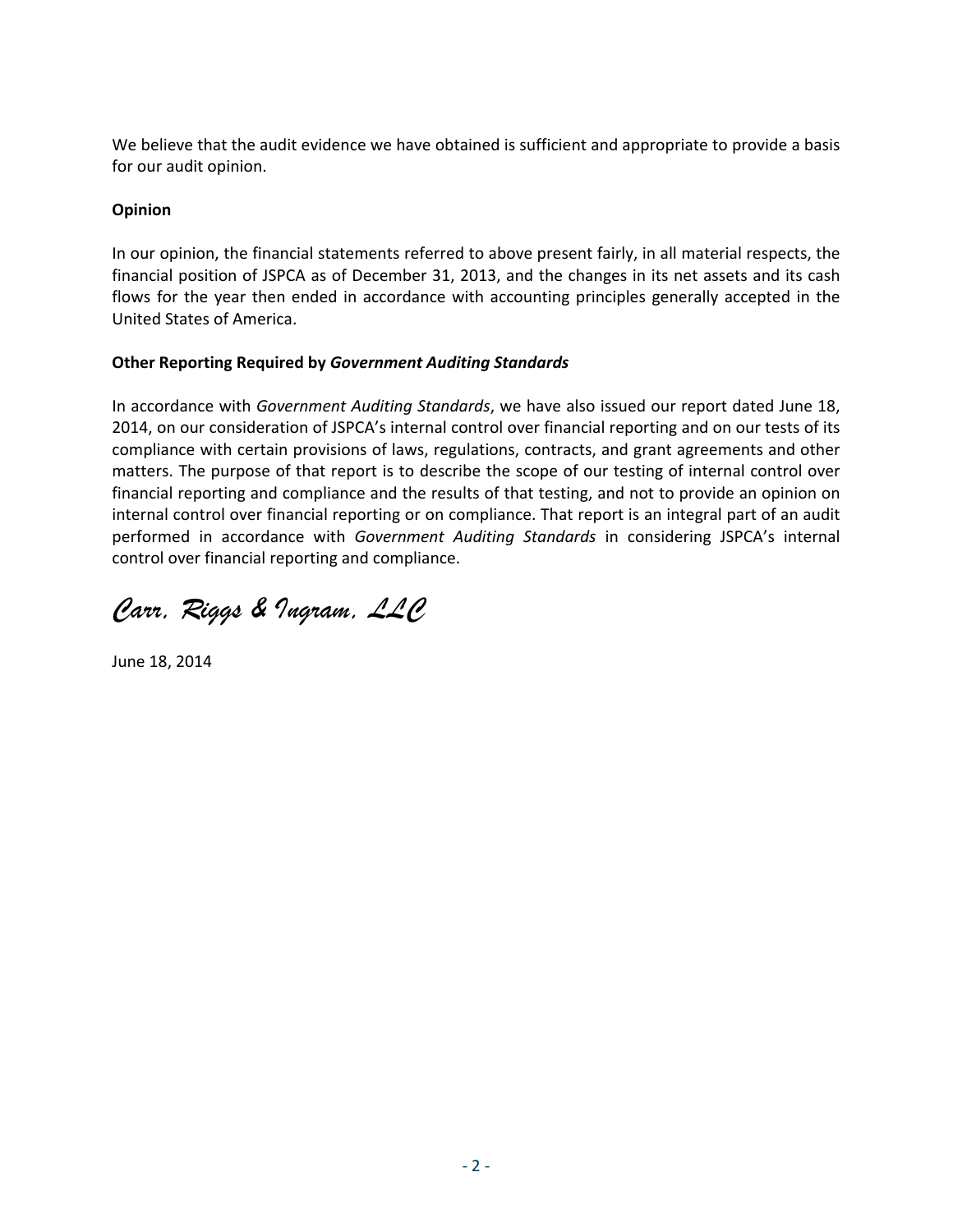We believe that the audit evidence we have obtained is sufficient and appropriate to provide a basis for our audit opinion.

**Opinion**

In our opinion, the financial statements referred to above present fairly, in all material respects, the financial position of JSPCA as of December 31, 2013, and the changes in its net assets and its cash flows for the year then ended in accordance with accounting principles generally accepted in the United States of America.

**Other Reporting Required by *Government Auditing Standards***

In accordance with *Government Auditing Standards*, we have also issued our report dated June 18, 2014, on our consideration of JSPCA's internal control over financial reporting and on our tests of its compliance with certain provisions of laws, regulations, contracts, and grant agreements and other matters. The purpose of that report is to describe the scope of our testing of internal control over financial reporting and compliance and the results of that testing, and not to provide an opinion on internal control over financial reporting or on compliance. That report is an integral part of an audit performed in accordance with *Government Auditing Standards* in considering JSPCA's internal control over financial reporting and compliance.

*Carr, Riggs & Ingram, LLC*

June 18, 2014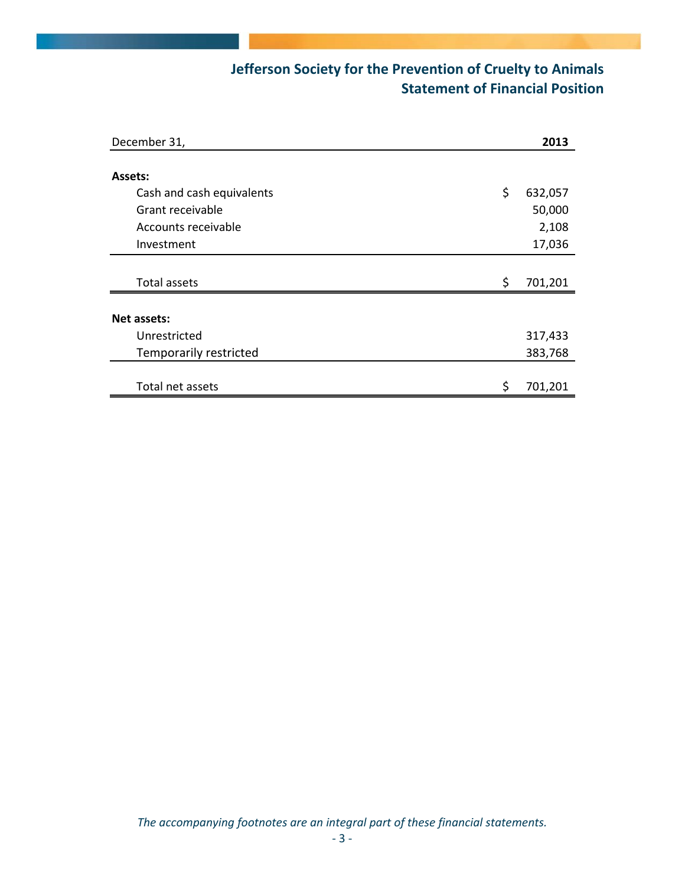# Jefferson Society for the Prevention of Cruelty to Animals
## Statement of Financial Position

| December 31, | | 2013 |
|---|---|---|
| **Assets:** | | |
| Cash and cash equivalents | $ | 632,057 |
| Grant receivable | | 50,000 |
| Accounts receivable | | 2,108 |
| Investment | | 17,036 |
| Total assets | $ | 701,201 |
| **Net assets:** | | |
| Unrestricted | | 317,433 |
| Temporarily restricted | | 383,768 |
| Total net assets | $ | 701,201 |

*The accompanying footnotes are an integral part of these financial statements.*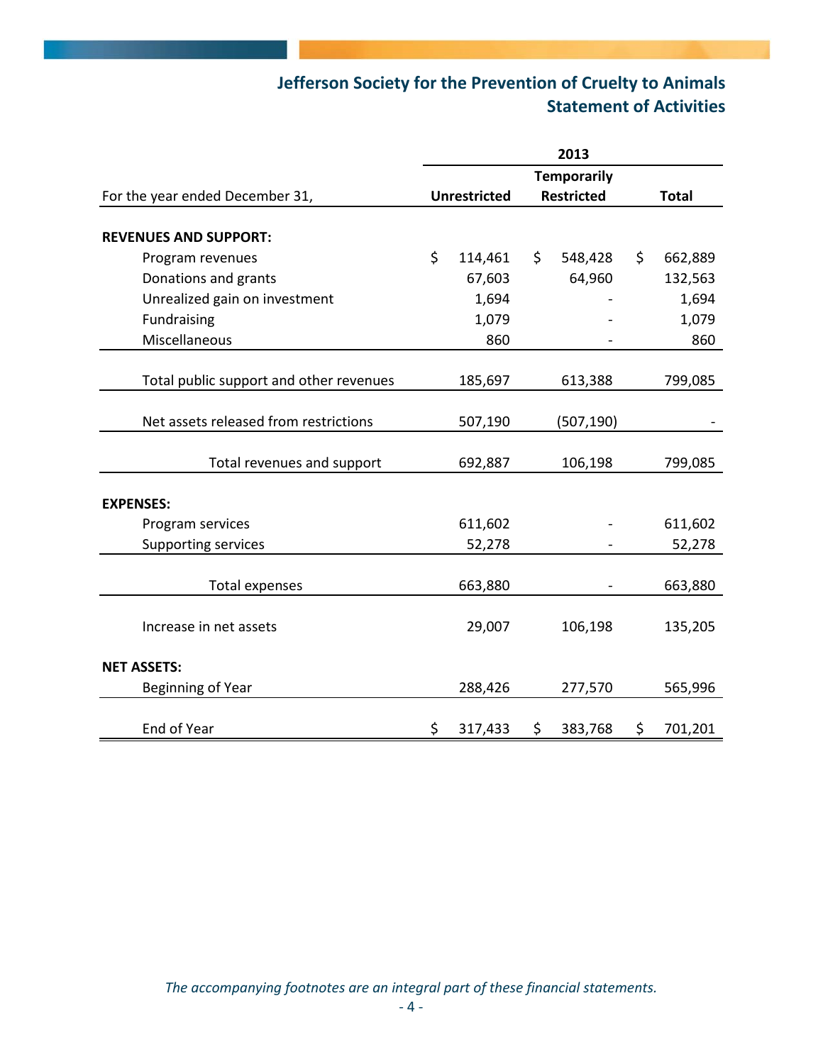# Jefferson Society for the Prevention of Cruelty to Animals
## Statement of Activities

| | 2013 | | |
|---|---|---|---|
| For the year ended December 31, | Unrestricted | Temporarily Restricted | Total |
| **REVENUES AND SUPPORT:** | | | |
| Program revenues | $ 114,461 | $ 548,428 | $ 662,889 |
| Donations and grants | 67,603 | 64,960 | 132,563 |
| Unrealized gain on investment | 1,694 | - | 1,694 |
| Fundraising | 1,079 | - | 1,079 |
| Miscellaneous | 860 | - | 860 |
| Total public support and other revenues | 185,697 | 613,388 | 799,085 |
| Net assets released from restrictions | 507,190 | (507,190) | - |
| Total revenues and support | 692,887 | 106,198 | 799,085 |
| **EXPENSES:** | | | |
| Program services | 611,602 | - | 611,602 |
| Supporting services | 52,278 | - | 52,278 |
| Total expenses | 663,880 | - | 663,880 |
| Increase in net assets | 29,007 | 106,198 | 135,205 |
| **NET ASSETS:** | | | |
| Beginning of Year | 288,426 | 277,570 | 565,996 |
| End of Year | $ 317,433 | $ 383,768 | $ 701,201 |

*The accompanying footnotes are an integral part of these financial statements.*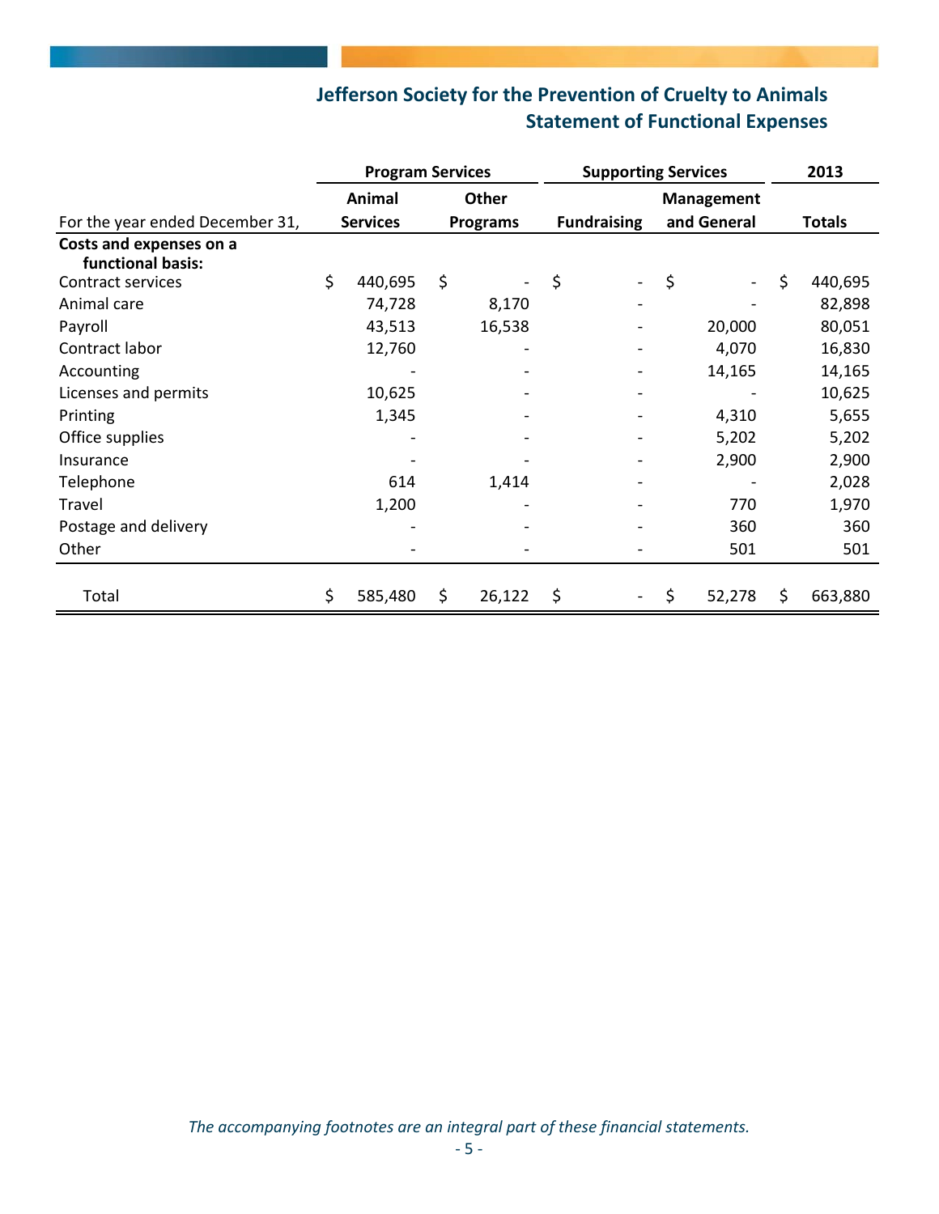## Jefferson Society for the Prevention of Cruelty to Animals
## Statement of Functional Expenses

| For the year ended December 31, | Program Services | | Supporting Services | | 2013 |
|---|---|---|---|---|---|
| | Animal Services | Other Programs | Fundraising | Management and General | Totals |
| **Costs and expenses on a functional basis:** | | | | | |
| Contract services | $ 440,695 | $ - | $ - | $ - | $ 440,695 |
| Animal care | 74,728 | 8,170 | - | - | 82,898 |
| Payroll | 43,513 | 16,538 | - | 20,000 | 80,051 |
| Contract labor | 12,760 | - | - | 4,070 | 16,830 |
| Accounting | - | - | - | 14,165 | 14,165 |
| Licenses and permits | 10,625 | - | - | - | 10,625 |
| Printing | 1,345 | - | - | 4,310 | 5,655 |
| Office supplies | - | - | - | 5,202 | 5,202 |
| Insurance | - | - | - | 2,900 | 2,900 |
| Telephone | 614 | 1,414 | - | - | 2,028 |
| Travel | 1,200 | - | - | 770 | 1,970 |
| Postage and delivery | - | - | - | 360 | 360 |
| Other | - | - | - | 501 | 501 |
| Total | $ 585,480 | $ 26,122 | $ - | $ 52,278 | $ 663,880 |

*The accompanying footnotes are an integral part of these financial statements.*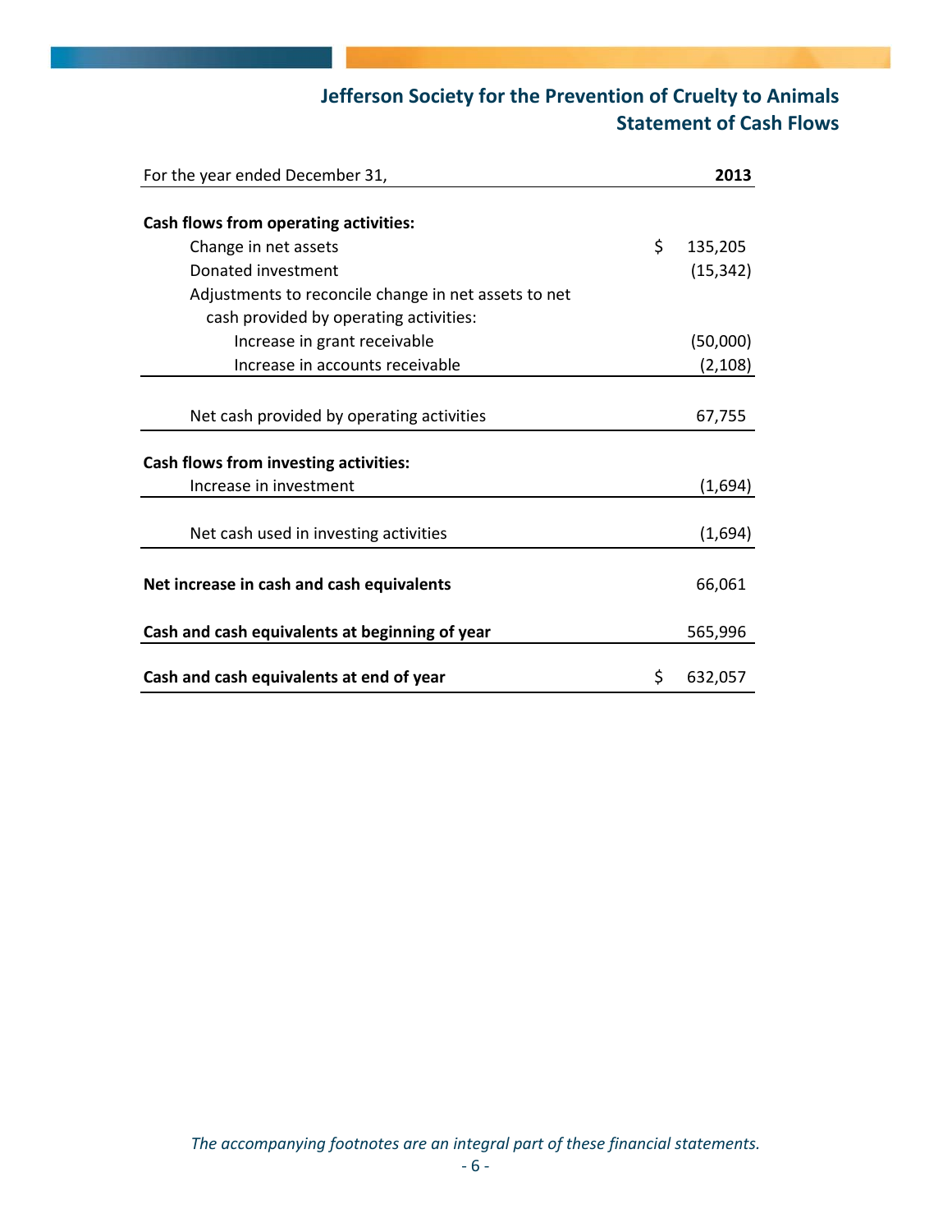# Jefferson Society for the Prevention of Cruelty to Animals
## Statement of Cash Flows

| For the year ended December 31, | 2013 |
|---|---|
| **Cash flows from operating activities:** | |
| Change in net assets | $ 135,205 |
| Donated investment | (15,342) |
| Adjustments to reconcile change in net assets to net cash provided by operating activities: | |
| Increase in grant receivable | (50,000) |
| Increase in accounts receivable | (2,108) |
| Net cash provided by operating activities | 67,755 |
| **Cash flows from investing activities:** | |
| Increase in investment | (1,694) |
| Net cash used in investing activities | (1,694) |
| **Net increase in cash and cash equivalents** | 66,061 |
| **Cash and cash equivalents at beginning of year** | 565,996 |
| **Cash and cash equivalents at end of year** | $ 632,057 |

*The accompanying footnotes are an integral part of these financial statements.*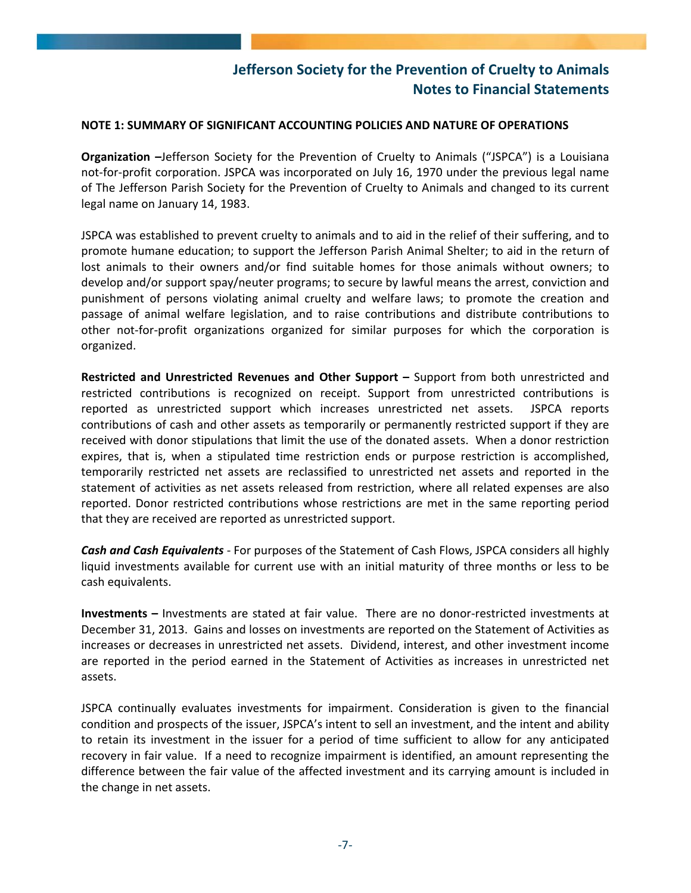# Jefferson Society for the Prevention of Cruelty to Animals
## Notes to Financial Statements

**NOTE 1: SUMMARY OF SIGNIFICANT ACCOUNTING POLICIES AND NATURE OF OPERATIONS**

**Organization –**Jefferson Society for the Prevention of Cruelty to Animals ("JSPCA") is a Louisiana not-for-profit corporation. JSPCA was incorporated on July 16, 1970 under the previous legal name of The Jefferson Parish Society for the Prevention of Cruelty to Animals and changed to its current legal name on January 14, 1983.

JSPCA was established to prevent cruelty to animals and to aid in the relief of their suffering, and to promote humane education; to support the Jefferson Parish Animal Shelter; to aid in the return of lost animals to their owners and/or find suitable homes for those animals without owners; to develop and/or support spay/neuter programs; to secure by lawful means the arrest, conviction and punishment of persons violating animal cruelty and welfare laws; to promote the creation and passage of animal welfare legislation, and to raise contributions and distribute contributions to other not-for-profit organizations organized for similar purposes for which the corporation is organized.

**Restricted and Unrestricted Revenues and Other Support –** Support from both unrestricted and restricted contributions is recognized on receipt. Support from unrestricted contributions is reported as unrestricted support which increases unrestricted net assets. JSPCA reports contributions of cash and other assets as temporarily or permanently restricted support if they are received with donor stipulations that limit the use of the donated assets. When a donor restriction expires, that is, when a stipulated time restriction ends or purpose restriction is accomplished, temporarily restricted net assets are reclassified to unrestricted net assets and reported in the statement of activities as net assets released from restriction, where all related expenses are also reported. Donor restricted contributions whose restrictions are met in the same reporting period that they are received are reported as unrestricted support.

***Cash and Cash Equivalents*** - For purposes of the Statement of Cash Flows, JSPCA considers all highly liquid investments available for current use with an initial maturity of three months or less to be cash equivalents.

**Investments –** Investments are stated at fair value. There are no donor-restricted investments at December 31, 2013. Gains and losses on investments are reported on the Statement of Activities as increases or decreases in unrestricted net assets. Dividend, interest, and other investment income are reported in the period earned in the Statement of Activities as increases in unrestricted net assets.

JSPCA continually evaluates investments for impairment. Consideration is given to the financial condition and prospects of the issuer, JSPCA's intent to sell an investment, and the intent and ability to retain its investment in the issuer for a period of time sufficient to allow for any anticipated recovery in fair value. If a need to recognize impairment is identified, an amount representing the difference between the fair value of the affected investment and its carrying amount is included in the change in net assets.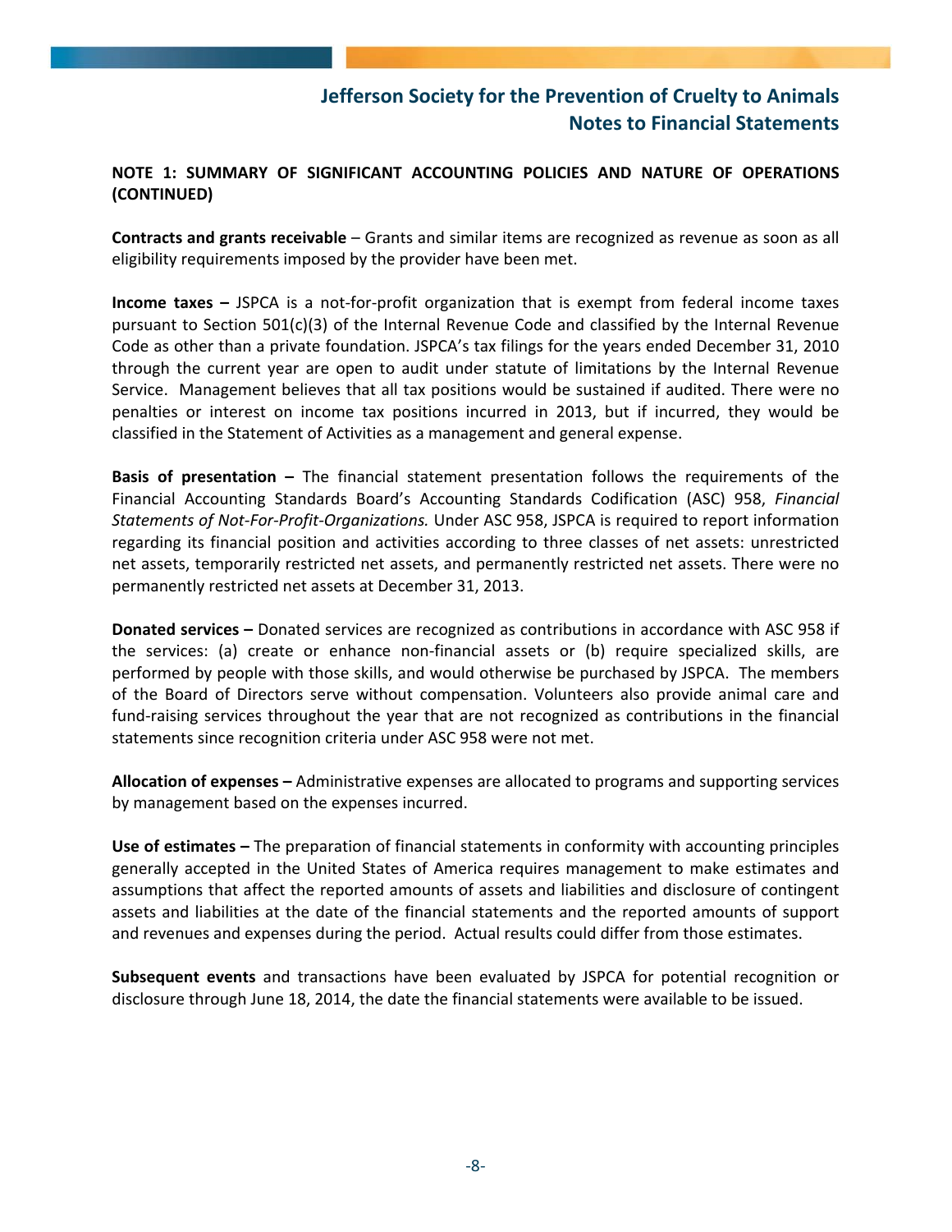**NOTE 1: SUMMARY OF SIGNIFICANT ACCOUNTING POLICIES AND NATURE OF OPERATIONS (CONTINUED)**

**Contracts and grants receivable** – Grants and similar items are recognized as revenue as soon as all eligibility requirements imposed by the provider have been met.

**Income taxes –** JSPCA is a not-for-profit organization that is exempt from federal income taxes pursuant to Section 501(c)(3) of the Internal Revenue Code and classified by the Internal Revenue Code as other than a private foundation. JSPCA's tax filings for the years ended December 31, 2010 through the current year are open to audit under statute of limitations by the Internal Revenue Service. Management believes that all tax positions would be sustained if audited. There were no penalties or interest on income tax positions incurred in 2013, but if incurred, they would be classified in the Statement of Activities as a management and general expense.

**Basis of presentation –** The financial statement presentation follows the requirements of the Financial Accounting Standards Board's Accounting Standards Codification (ASC) 958, *Financial Statements of Not-For-Profit-Organizations.* Under ASC 958, JSPCA is required to report information regarding its financial position and activities according to three classes of net assets: unrestricted net assets, temporarily restricted net assets, and permanently restricted net assets. There were no permanently restricted net assets at December 31, 2013.

**Donated services –** Donated services are recognized as contributions in accordance with ASC 958 if the services: (a) create or enhance non-financial assets or (b) require specialized skills, are performed by people with those skills, and would otherwise be purchased by JSPCA. The members of the Board of Directors serve without compensation. Volunteers also provide animal care and fund-raising services throughout the year that are not recognized as contributions in the financial statements since recognition criteria under ASC 958 were not met.

**Allocation of expenses –** Administrative expenses are allocated to programs and supporting services by management based on the expenses incurred.

**Use of estimates –** The preparation of financial statements in conformity with accounting principles generally accepted in the United States of America requires management to make estimates and assumptions that affect the reported amounts of assets and liabilities and disclosure of contingent assets and liabilities at the date of the financial statements and the reported amounts of support and revenues and expenses during the period. Actual results could differ from those estimates.

**Subsequent events** and transactions have been evaluated by JSPCA for potential recognition or disclosure through June 18, 2014, the date the financial statements were available to be issued.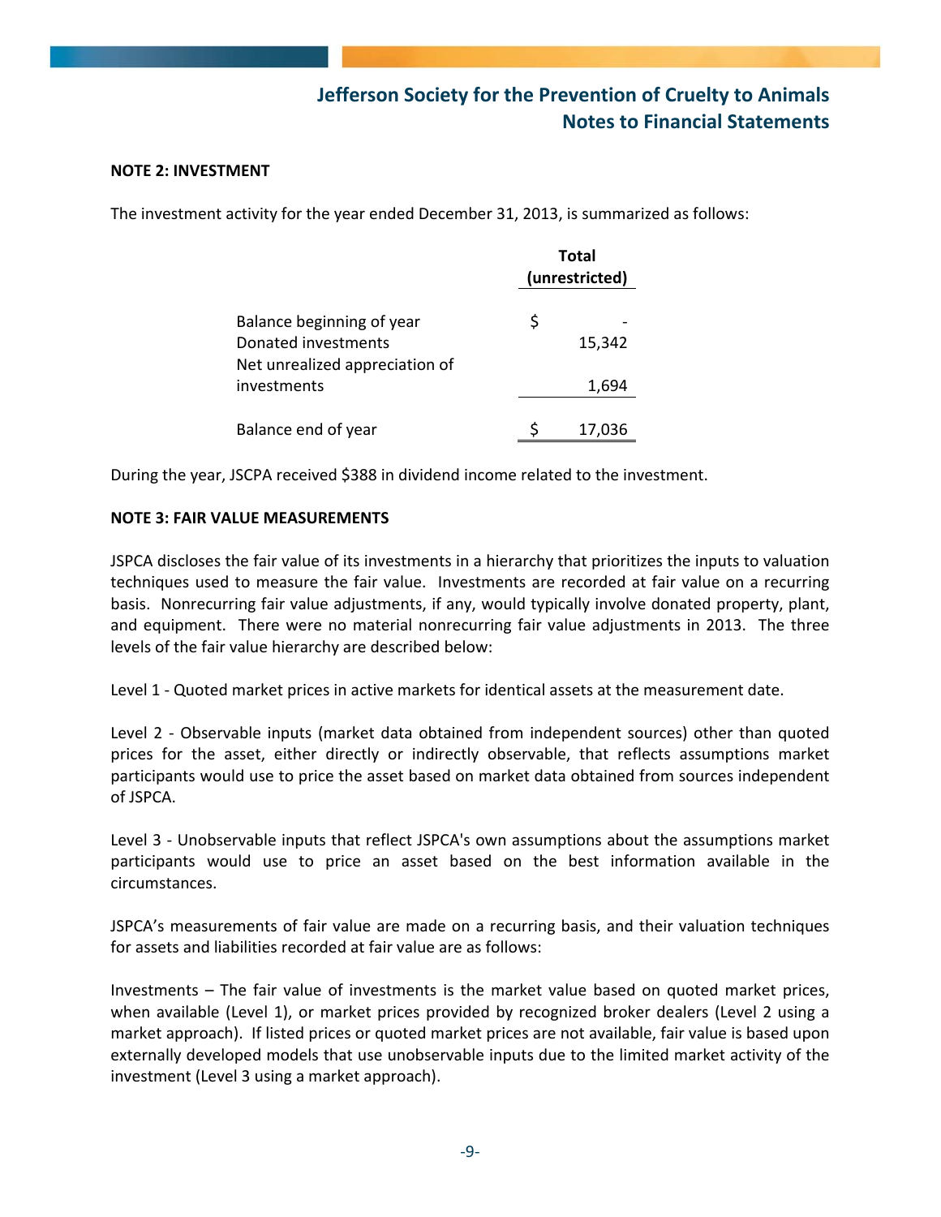**NOTE 2: INVESTMENT**

The investment activity for the year ended December 31, 2013, is summarized as follows:

| | Total (unrestricted) |
|---|---|
| Balance beginning of year | $ - |
| Donated investments | 15,342 |
| Net unrealized appreciation of investments | 1,694 |
| Balance end of year | $ 17,036 |

During the year, JSCPA received $388 in dividend income related to the investment.

**NOTE 3: FAIR VALUE MEASUREMENTS**

JSPCA discloses the fair value of its investments in a hierarchy that prioritizes the inputs to valuation techniques used to measure the fair value. Investments are recorded at fair value on a recurring basis. Nonrecurring fair value adjustments, if any, would typically involve donated property, plant, and equipment. There were no material nonrecurring fair value adjustments in 2013. The three levels of the fair value hierarchy are described below:

Level 1 - Quoted market prices in active markets for identical assets at the measurement date.

Level 2 - Observable inputs (market data obtained from independent sources) other than quoted prices for the asset, either directly or indirectly observable, that reflects assumptions market participants would use to price the asset based on market data obtained from sources independent of JSPCA.

Level 3 - Unobservable inputs that reflect JSPCA's own assumptions about the assumptions market participants would use to price an asset based on the best information available in the circumstances.

JSPCA's measurements of fair value are made on a recurring basis, and their valuation techniques for assets and liabilities recorded at fair value are as follows:

Investments – The fair value of investments is the market value based on quoted market prices, when available (Level 1), or market prices provided by recognized broker dealers (Level 2 using a market approach). If listed prices or quoted market prices are not available, fair value is based upon externally developed models that use unobservable inputs due to the limited market activity of the investment (Level 3 using a market approach).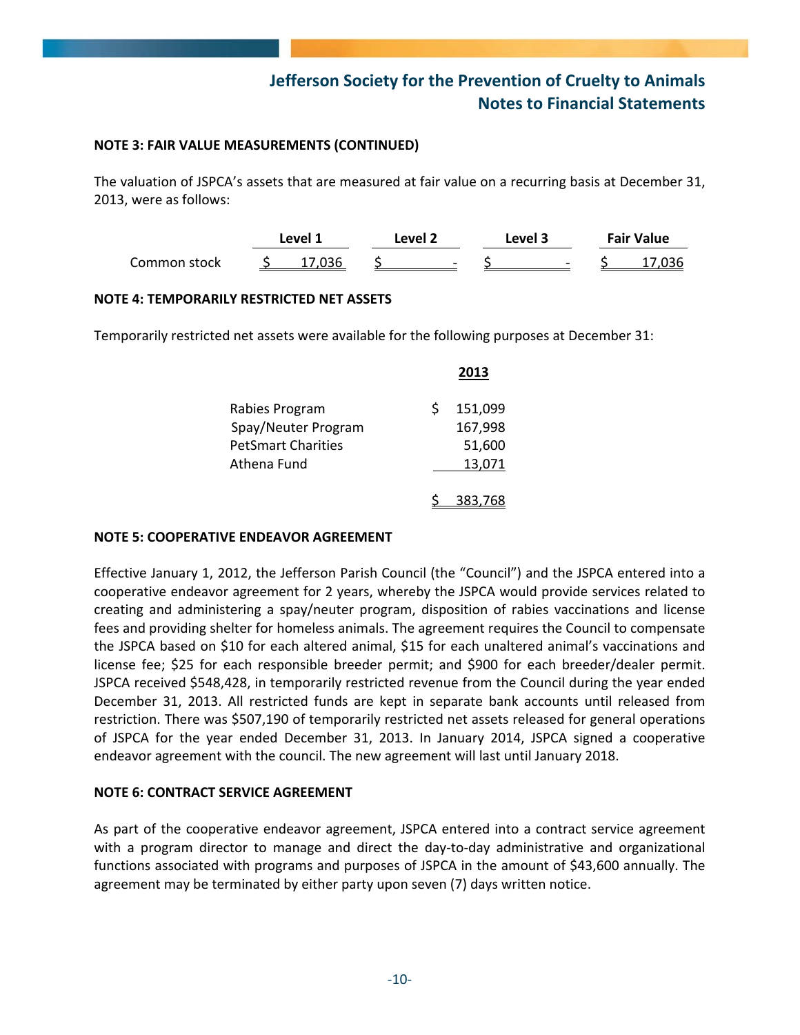**NOTE 3: FAIR VALUE MEASUREMENTS (CONTINUED)**

The valuation of JSPCA's assets that are measured at fair value on a recurring basis at December 31, 2013, were as follows:

| | Level 1 | Level 2 | Level 3 | Fair Value |
|---|---|---|---|---|
| Common stock | $ 17,036 | $ - | $ - | $ 17,036 |

**NOTE 4: TEMPORARILY RESTRICTED NET ASSETS**

Temporarily restricted net assets were available for the following purposes at December 31:

| | 2013 |
|---|---|
| Rabies Program | $ 151,099 |
| Spay/Neuter Program | 167,998 |
| PetSmart Charities | 51,600 |
| Athena Fund | 13,071 |
| | $ 383,768 |

**NOTE 5: COOPERATIVE ENDEAVOR AGREEMENT**

Effective January 1, 2012, the Jefferson Parish Council (the "Council") and the JSPCA entered into a cooperative endeavor agreement for 2 years, whereby the JSPCA would provide services related to creating and administering a spay/neuter program, disposition of rabies vaccinations and license fees and providing shelter for homeless animals. The agreement requires the Council to compensate the JSPCA based on $10 for each altered animal, $15 for each unaltered animal's vaccinations and license fee; $25 for each responsible breeder permit; and $900 for each breeder/dealer permit. JSPCA received $548,428, in temporarily restricted revenue from the Council during the year ended December 31, 2013. All restricted funds are kept in separate bank accounts until released from restriction. There was $507,190 of temporarily restricted net assets released for general operations of JSPCA for the year ended December 31, 2013. In January 2014, JSPCA signed a cooperative endeavor agreement with the council. The new agreement will last until January 2018.

**NOTE 6: CONTRACT SERVICE AGREEMENT**

As part of the cooperative endeavor agreement, JSPCA entered into a contract service agreement with a program director to manage and direct the day-to-day administrative and organizational functions associated with programs and purposes of JSPCA in the amount of $43,600 annually. The agreement may be terminated by either party upon seven (7) days written notice.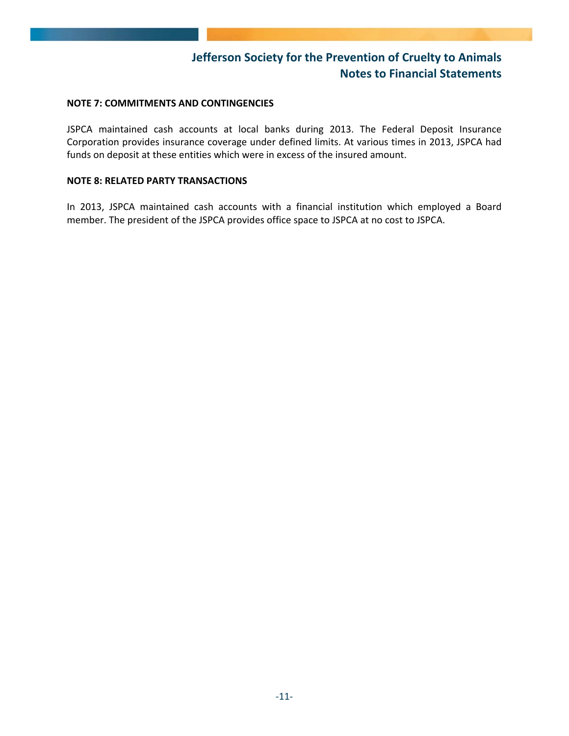## NOTE 7: COMMITMENTS AND CONTINGENCIES

JSPCA maintained cash accounts at local banks during 2013. The Federal Deposit Insurance Corporation provides insurance coverage under defined limits. At various times in 2013, JSPCA had funds on deposit at these entities which were in excess of the insured amount.

## NOTE 8: RELATED PARTY TRANSACTIONS

In 2013, JSPCA maintained cash accounts with a financial institution which employed a Board member. The president of the JSPCA provides office space to JSPCA at no cost to JSPCA.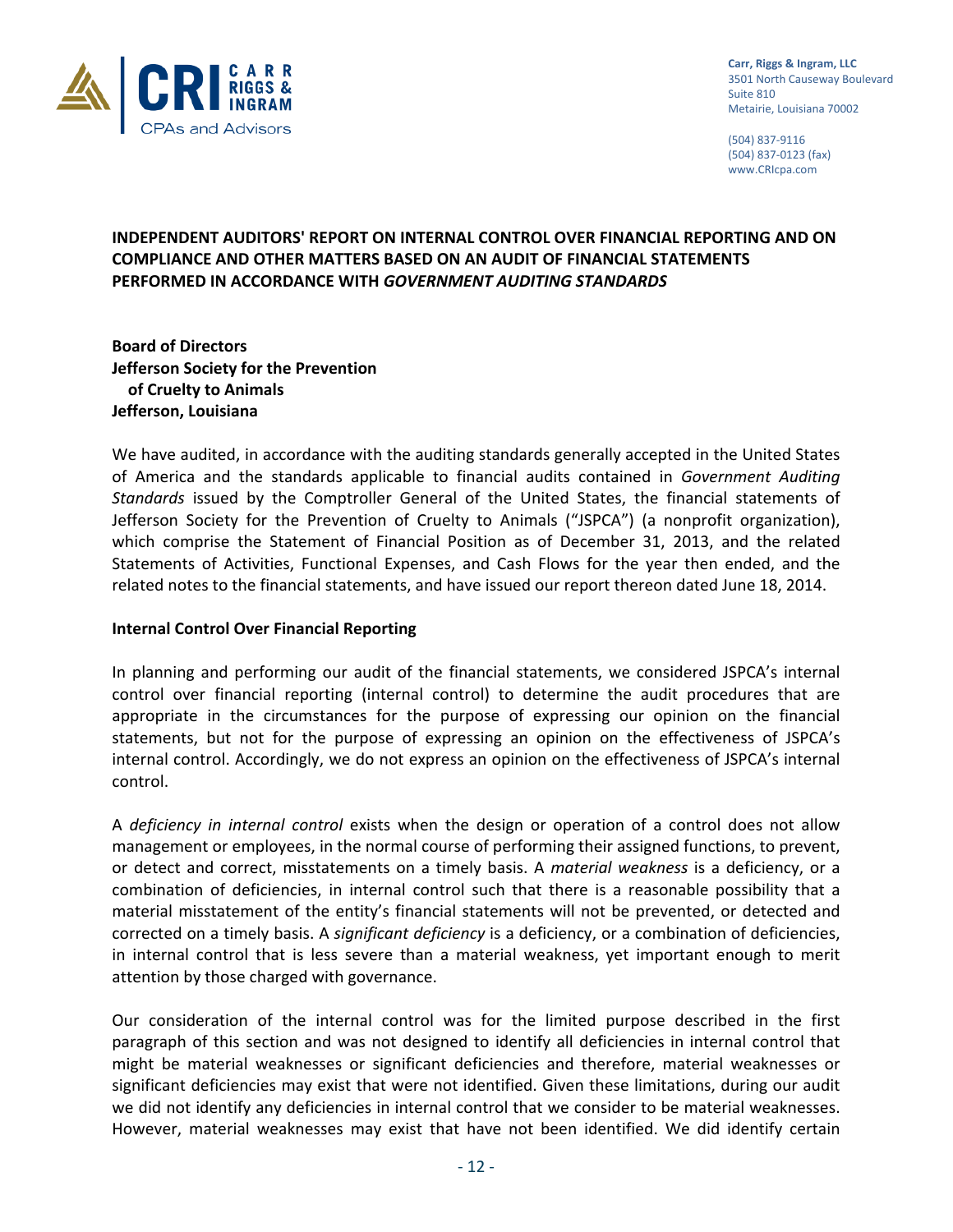Carr, Riggs & Ingram, LLC
3501 North Causeway Boulevard
Suite 810
Metairie, Louisiana 70002

(504) 837-9116
(504) 837-0123 (fax)
www.CRIcpa.com

# INDEPENDENT AUDITORS' REPORT ON INTERNAL CONTROL OVER FINANCIAL REPORTING AND ON COMPLIANCE AND OTHER MATTERS BASED ON AN AUDIT OF FINANCIAL STATEMENTS PERFORMED IN ACCORDANCE WITH *GOVERNMENT AUDITING STANDARDS*

**Board of Directors**
**Jefferson Society for the Prevention of Cruelty to Animals**
**Jefferson, Louisiana**

We have audited, in accordance with the auditing standards generally accepted in the United States of America and the standards applicable to financial audits contained in *Government Auditing Standards* issued by the Comptroller General of the United States, the financial statements of Jefferson Society for the Prevention of Cruelty to Animals ("JSPCA") (a nonprofit organization), which comprise the Statement of Financial Position as of December 31, 2013, and the related Statements of Activities, Functional Expenses, and Cash Flows for the year then ended, and the related notes to the financial statements, and have issued our report thereon dated June 18, 2014.

## Internal Control Over Financial Reporting

In planning and performing our audit of the financial statements, we considered JSPCA's internal control over financial reporting (internal control) to determine the audit procedures that are appropriate in the circumstances for the purpose of expressing our opinion on the financial statements, but not for the purpose of expressing an opinion on the effectiveness of JSPCA's internal control. Accordingly, we do not express an opinion on the effectiveness of JSPCA's internal control.

A *deficiency in internal control* exists when the design or operation of a control does not allow management or employees, in the normal course of performing their assigned functions, to prevent, or detect and correct, misstatements on a timely basis. A *material weakness* is a deficiency, or a combination of deficiencies, in internal control such that there is a reasonable possibility that a material misstatement of the entity's financial statements will not be prevented, or detected and corrected on a timely basis. A *significant deficiency* is a deficiency, or a combination of deficiencies, in internal control that is less severe than a material weakness, yet important enough to merit attention by those charged with governance.

Our consideration of the internal control was for the limited purpose described in the first paragraph of this section and was not designed to identify all deficiencies in internal control that might be material weaknesses or significant deficiencies and therefore, material weaknesses or significant deficiencies may exist that were not identified. Given these limitations, during our audit we did not identify any deficiencies in internal control that we consider to be material weaknesses. However, material weaknesses may exist that have not been identified. We did identify certain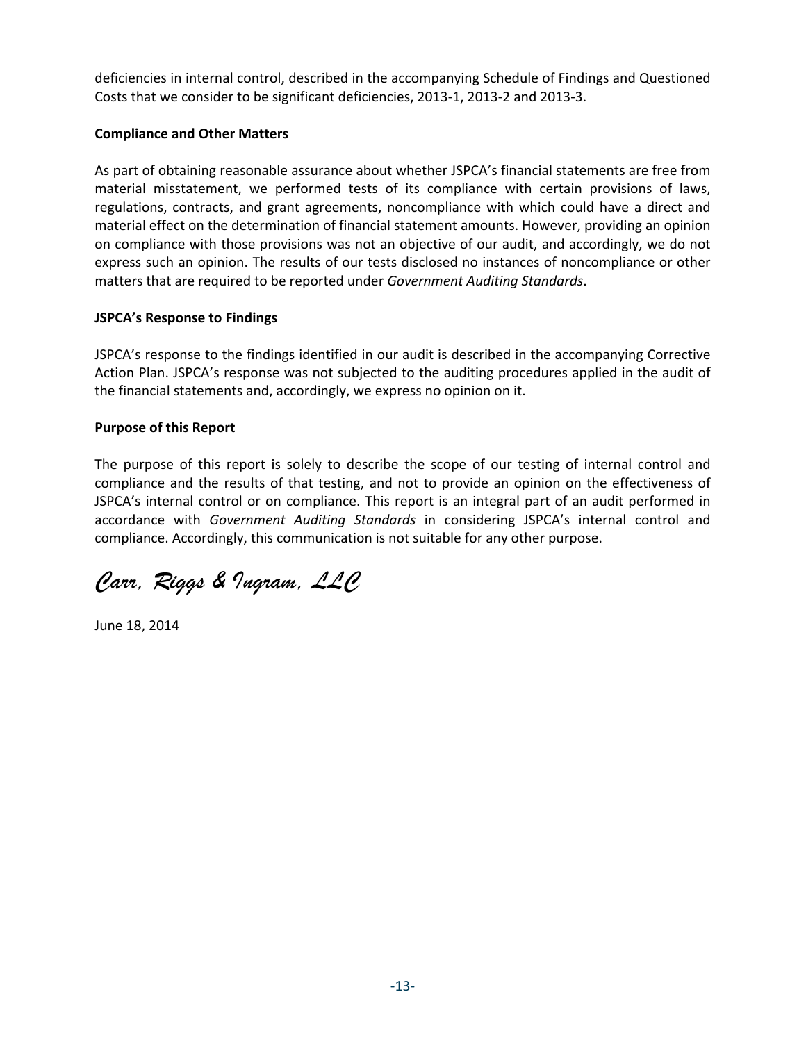deficiencies in internal control, described in the accompanying Schedule of Findings and Questioned Costs that we consider to be significant deficiencies, 2013-1, 2013-2 and 2013-3.

**Compliance and Other Matters**

As part of obtaining reasonable assurance about whether JSPCA's financial statements are free from material misstatement, we performed tests of its compliance with certain provisions of laws, regulations, contracts, and grant agreements, noncompliance with which could have a direct and material effect on the determination of financial statement amounts. However, providing an opinion on compliance with those provisions was not an objective of our audit, and accordingly, we do not express such an opinion. The results of our tests disclosed no instances of noncompliance or other matters that are required to be reported under *Government Auditing Standards*.

**JSPCA's Response to Findings**

JSPCA's response to the findings identified in our audit is described in the accompanying Corrective Action Plan. JSPCA's response was not subjected to the auditing procedures applied in the audit of the financial statements and, accordingly, we express no opinion on it.

**Purpose of this Report**

The purpose of this report is solely to describe the scope of our testing of internal control and compliance and the results of that testing, and not to provide an opinion on the effectiveness of JSPCA's internal control or on compliance. This report is an integral part of an audit performed in accordance with *Government Auditing Standards* in considering JSPCA's internal control and compliance. Accordingly, this communication is not suitable for any other purpose.

*Carr, Riggs & Ingram, LLC*

June 18, 2014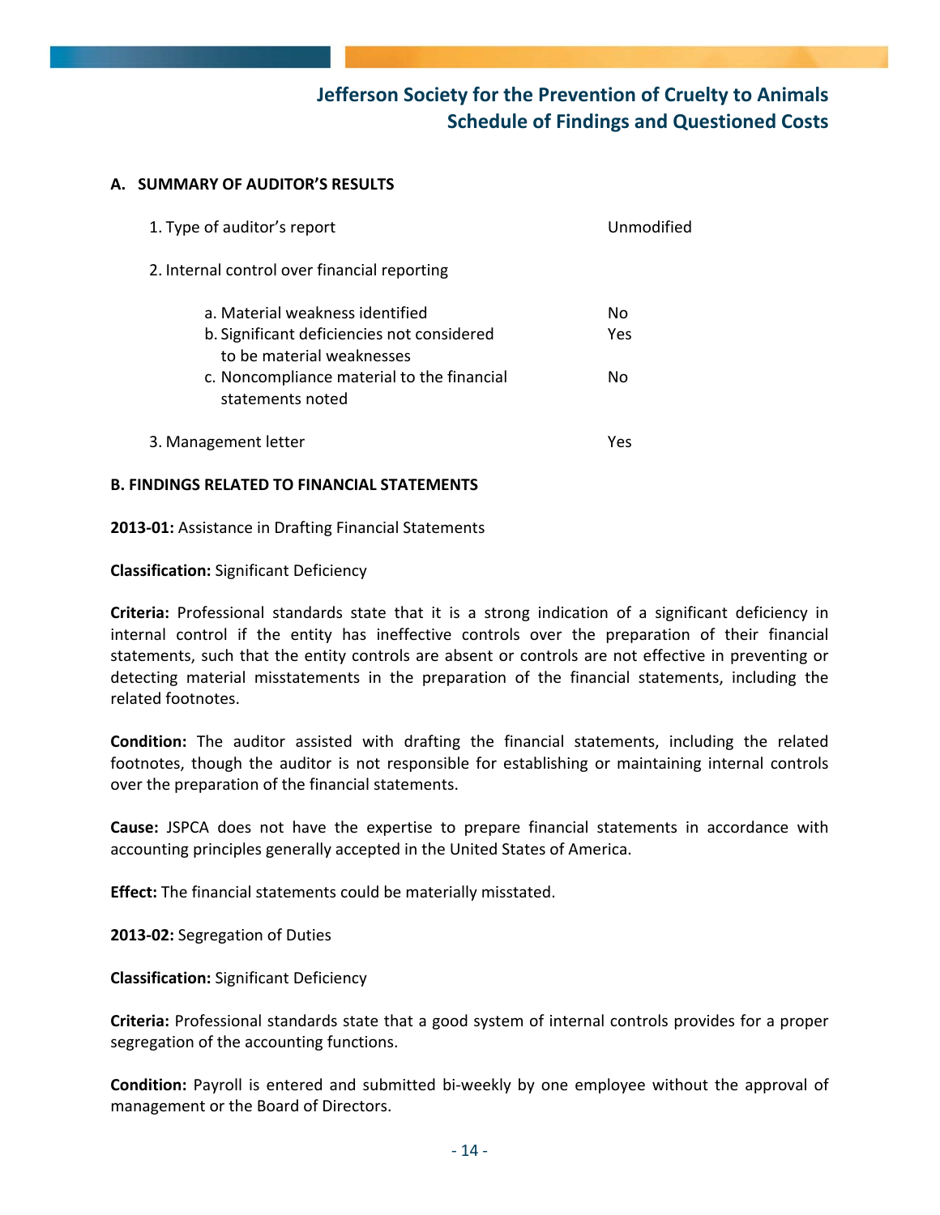# Jefferson Society for the Prevention of Cruelty to Animals
## Schedule of Findings and Questioned Costs

**A. SUMMARY OF AUDITOR'S RESULTS**

| | |
|---|---|
| 1. Type of auditor's report | Unmodified |
| 2. Internal control over financial reporting | |
| a. Material weakness identified | No |
| b. Significant deficiencies not considered to be material weaknesses | Yes |
| c. Noncompliance material to the financial statements noted | No |
| 3. Management letter | Yes |

**B. FINDINGS RELATED TO FINANCIAL STATEMENTS**

**2013-01:** Assistance in Drafting Financial Statements

**Classification:** Significant Deficiency

**Criteria:** Professional standards state that it is a strong indication of a significant deficiency in internal control if the entity has ineffective controls over the preparation of their financial statements, such that the entity controls are absent or controls are not effective in preventing or detecting material misstatements in the preparation of the financial statements, including the related footnotes.

**Condition:** The auditor assisted with drafting the financial statements, including the related footnotes, though the auditor is not responsible for establishing or maintaining internal controls over the preparation of the financial statements.

**Cause:** JSPCA does not have the expertise to prepare financial statements in accordance with accounting principles generally accepted in the United States of America.

**Effect:** The financial statements could be materially misstated.

**2013-02:** Segregation of Duties

**Classification:** Significant Deficiency

**Criteria:** Professional standards state that a good system of internal controls provides for a proper segregation of the accounting functions.

**Condition:** Payroll is entered and submitted bi-weekly by one employee without the approval of management or the Board of Directors.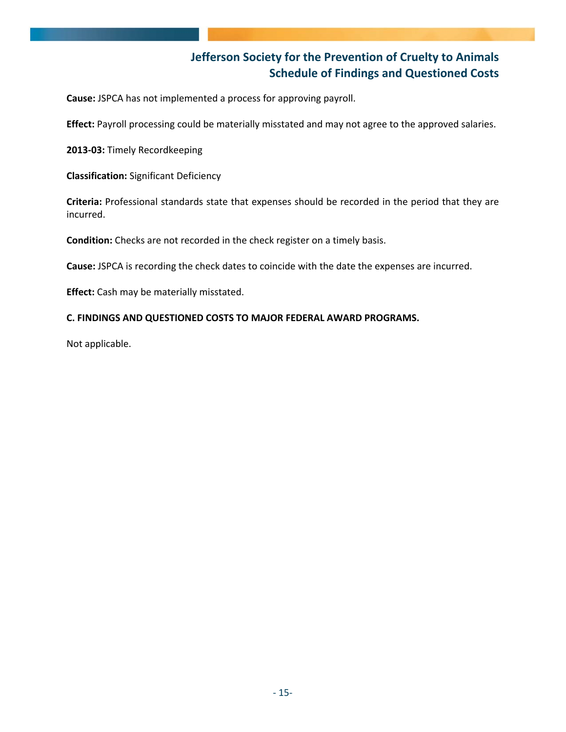**Cause:** JSPCA has not implemented a process for approving payroll.

**Effect:** Payroll processing could be materially misstated and may not agree to the approved salaries.

**2013-03:** Timely Recordkeeping

**Classification:** Significant Deficiency

**Criteria:** Professional standards state that expenses should be recorded in the period that they are incurred.

**Condition:** Checks are not recorded in the check register on a timely basis.

**Cause:** JSPCA is recording the check dates to coincide with the date the expenses are incurred.

**Effect:** Cash may be materially misstated.

**C. FINDINGS AND QUESTIONED COSTS TO MAJOR FEDERAL AWARD PROGRAMS.**

Not applicable.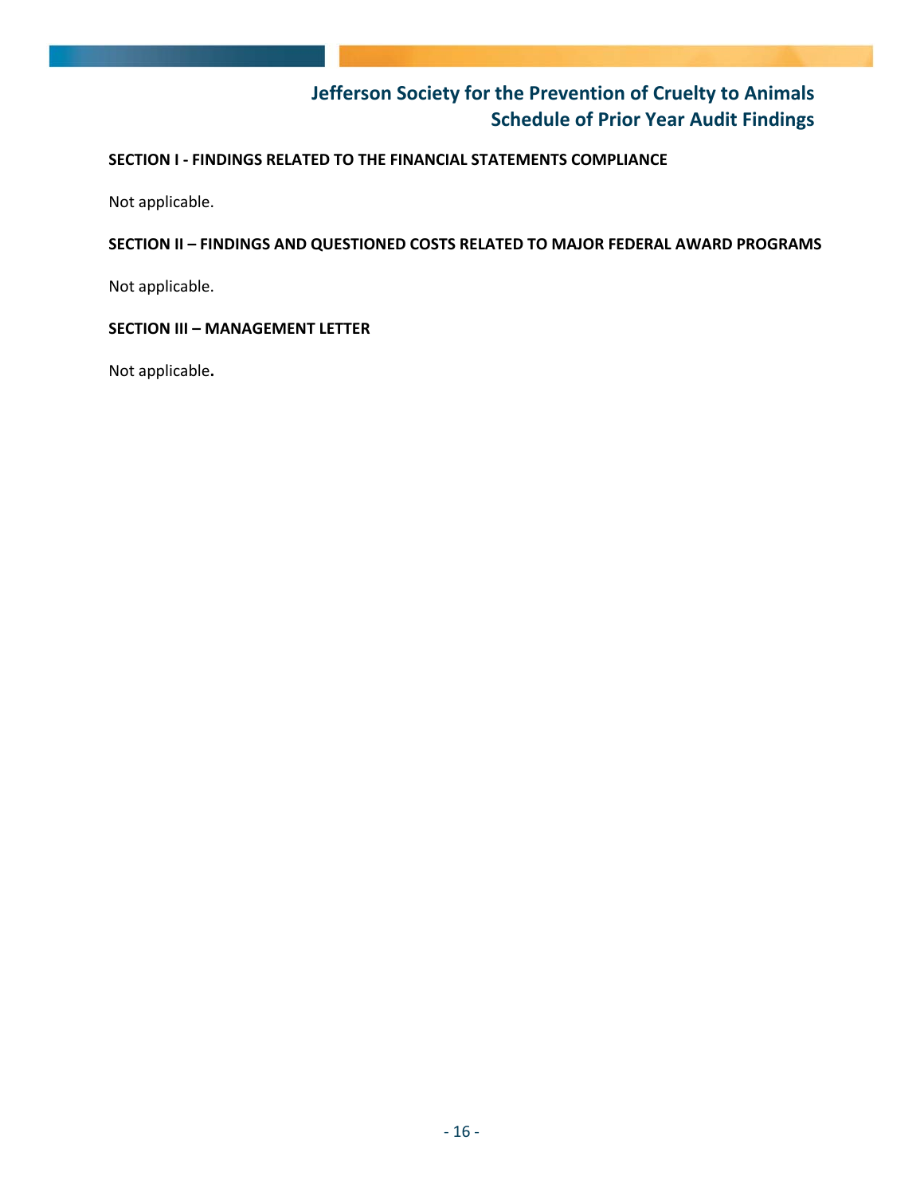# Jefferson Society for the Prevention of Cruelty to Animals
## Schedule of Prior Year Audit Findings

**SECTION I - FINDINGS RELATED TO THE FINANCIAL STATEMENTS COMPLIANCE**

Not applicable.

**SECTION II – FINDINGS AND QUESTIONED COSTS RELATED TO MAJOR FEDERAL AWARD PROGRAMS**

Not applicable.

**SECTION III – MANAGEMENT LETTER**

Not applicable.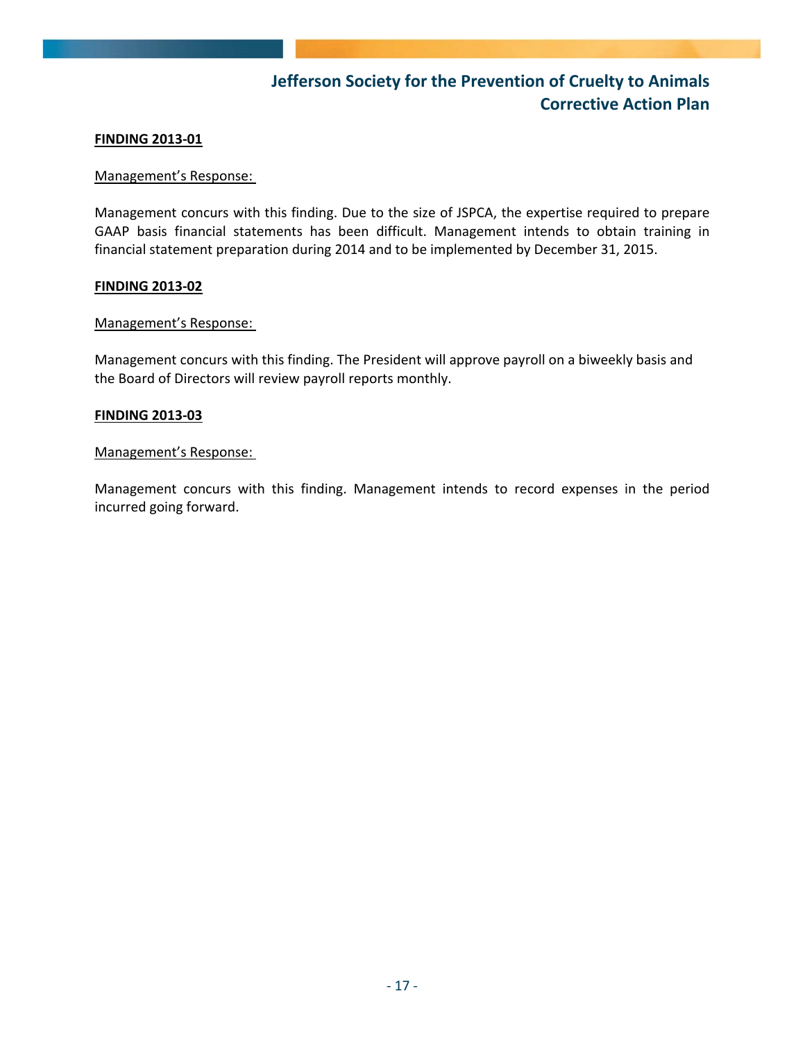# Jefferson Society for the Prevention of Cruelty to Animals
## Corrective Action Plan

**FINDING 2013-01**

Management's Response:

Management concurs with this finding. Due to the size of JSPCA, the expertise required to prepare GAAP basis financial statements has been difficult. Management intends to obtain training in financial statement preparation during 2014 and to be implemented by December 31, 2015.

**FINDING 2013-02**

Management's Response:

Management concurs with this finding. The President will approve payroll on a biweekly basis and the Board of Directors will review payroll reports monthly.

**FINDING 2013-03**

Management's Response:

Management concurs with this finding. Management intends to record expenses in the period incurred going forward.